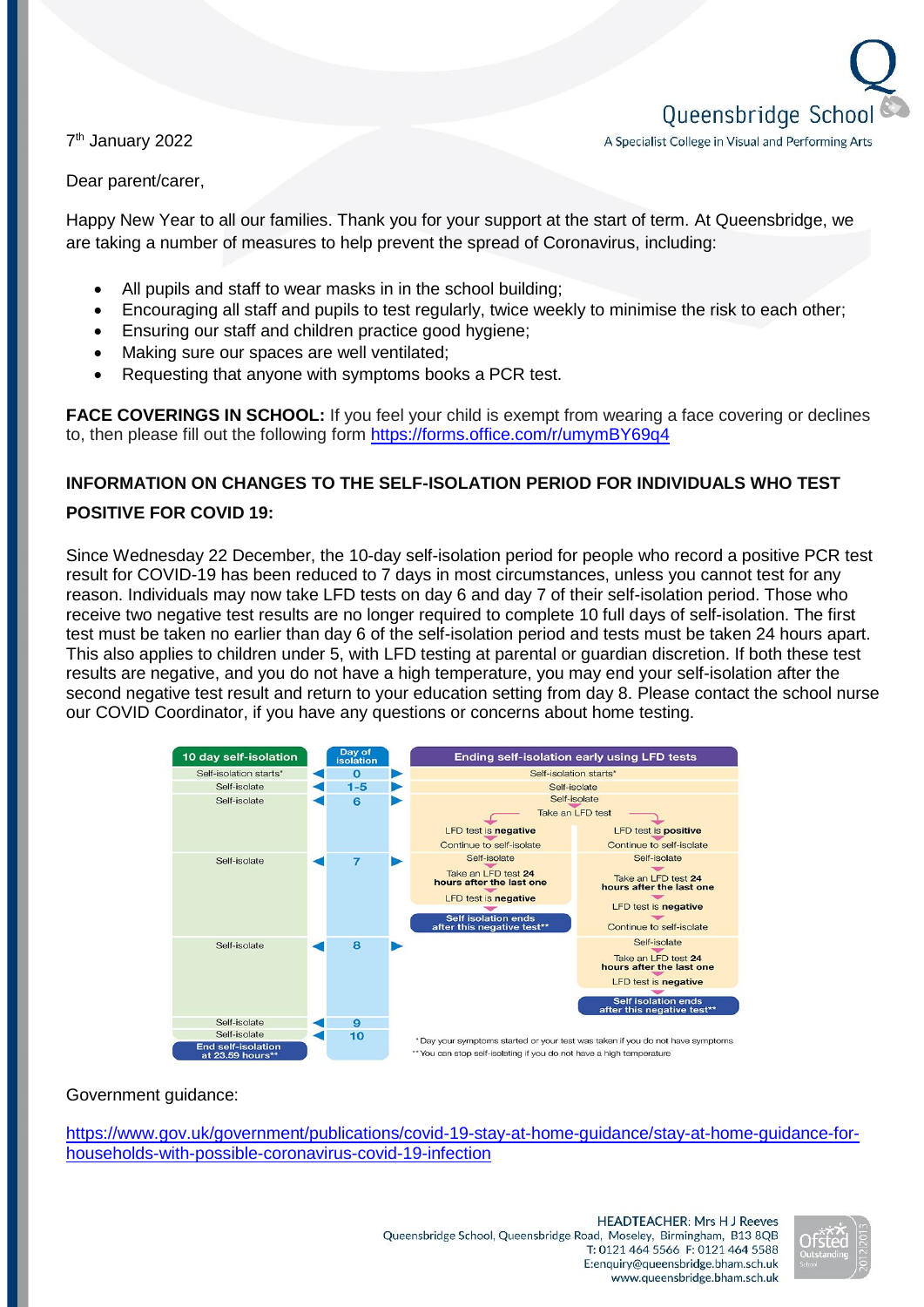Queensbridge School
A Specialist College in Visual and Performing Arts

7th January 2022

Dear parent/carer,

Happy New Year to all our families. Thank you for your support at the start of term. At Queensbridge, we are taking a number of measures to help prevent the spread of Coronavirus, including:

- All pupils and staff to wear masks in in the school building;
- Encouraging all staff and pupils to test regularly, twice weekly to minimise the risk to each other;
- Ensuring our staff and children practice good hygiene;
- Making sure our spaces are well ventilated;
- Requesting that anyone with symptoms books a PCR test.

**FACE COVERINGS IN SCHOOL:** If you feel your child is exempt from wearing a face covering or declines to, then please fill out the following form https://forms.office.com/r/umymBY69q4

**INFORMATION ON CHANGES TO THE SELF-ISOLATION PERIOD FOR INDIVIDUALS WHO TEST POSITIVE FOR COVID 19:**

Since Wednesday 22 December, the 10-day self-isolation period for people who record a positive PCR test result for COVID-19 has been reduced to 7 days in most circumstances, unless you cannot test for any reason. Individuals may now take LFD tests on day 6 and day 7 of their self-isolation period. Those who receive two negative test results are no longer required to complete 10 full days of self-isolation. The first test must be taken no earlier than day 6 of the self-isolation period and tests must be taken 24 hours apart. This also applies to children under 5, with LFD testing at parental or guardian discretion. If both these test results are negative, and you do not have a high temperature, you may end your self-isolation after the second negative test result and return to your education setting from day 8. Please contact the school nurse our COVID Coordinator, if you have any questions or concerns about home testing.

| 10 day self-isolation | Day of isolation | Ending self-isolation early using LFD tests | |
|---|---|---|---|
| Self-isolation starts* | 0 | Self-isolation starts* | |
| Self-isolate | 1-5 | Self-isolate | |
| Self-isolate | 6 | Self-isolate<br>Take an LFD test<br>LFD test is **negative**<br>Continue to self-isolate | LFD test is **positive**<br>Continue to self-isolate |
| Self-isolate | 7 | Self-isolate<br>Take an LFD test **24 hours after the last one**<br>LFD test is **negative**<br>**Self isolation ends after this negative test\*\*** | Self-isolate<br>Take an LFD test **24 hours after the last one**<br>LFD test is **negative**<br>Continue to self-isolate |
| Self-isolate | 8 | | Self-isolate<br>Take an LFD test **24 hours after the last one**<br>LFD test is **negative**<br>**Self isolation ends after this negative test\*\*** |
| Self-isolate | 9 | | |
| Self-isolate<br>**End self-isolation at 23.59 hours\*\*** | 10 | | |

\* Day your symptoms started or your test was taken if you do not have symptoms
\*\* You can stop self-isolating if you do not have a high temperature

Government guidance:

https://www.gov.uk/government/publications/covid-19-stay-at-home-guidance/stay-at-home-guidance-for-households-with-possible-coronavirus-covid-19-infection

HEADTEACHER: Mrs H J Reeves
Queensbridge School, Queensbridge Road, Moseley, Birmingham, B13 8QB
T: 0121 464 5566 F: 0121 464 5588
E:enquiry@queensbridge.bham.sch.uk
www.queensbridge.bham.sch.uk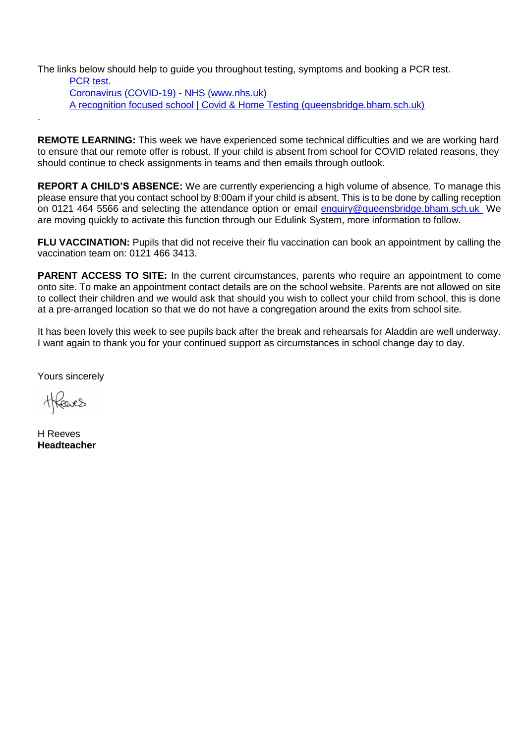The links below should help to guide you throughout testing, symptoms and booking a PCR test.

- [PCR test](#).
- [Coronavirus (COVID-19) - NHS (www.nhs.uk)](#)
- [A recognition focused school | Covid & Home Testing (queensbridge.bham.sch.uk)](#)

.

**REMOTE LEARNING:** This week we have experienced some technical difficulties and we are working hard to ensure that our remote offer is robust. If your child is absent from school for COVID related reasons, they should continue to check assignments in teams and then emails through outlook.

**REPORT A CHILD'S ABSENCE:** We are currently experiencing a high volume of absence. To manage this please ensure that you contact school by 8:00am if your child is absent. This is to be done by calling reception on 0121 464 5566 and selecting the attendance option or email enquiry@queensbridge.bham.sch.uk We are moving quickly to activate this function through our Edulink System, more information to follow.

**FLU VACCINATION:** Pupils that did not receive their flu vaccination can book an appointment by calling the vaccination team on: 0121 466 3413.

**PARENT ACCESS TO SITE:** In the current circumstances, parents who require an appointment to come onto site. To make an appointment contact details are on the school website. Parents are not allowed on site to collect their children and we would ask that should you wish to collect your child from school, this is done at a pre-arranged location so that we do not have a congregation around the exits from school site.

It has been lovely this week to see pupils back after the break and rehearsals for Aladdin are well underway. I want again to thank you for your continued support as circumstances in school change day to day.

Yours sincerely

H Reeves

H Reeves
**Headteacher**